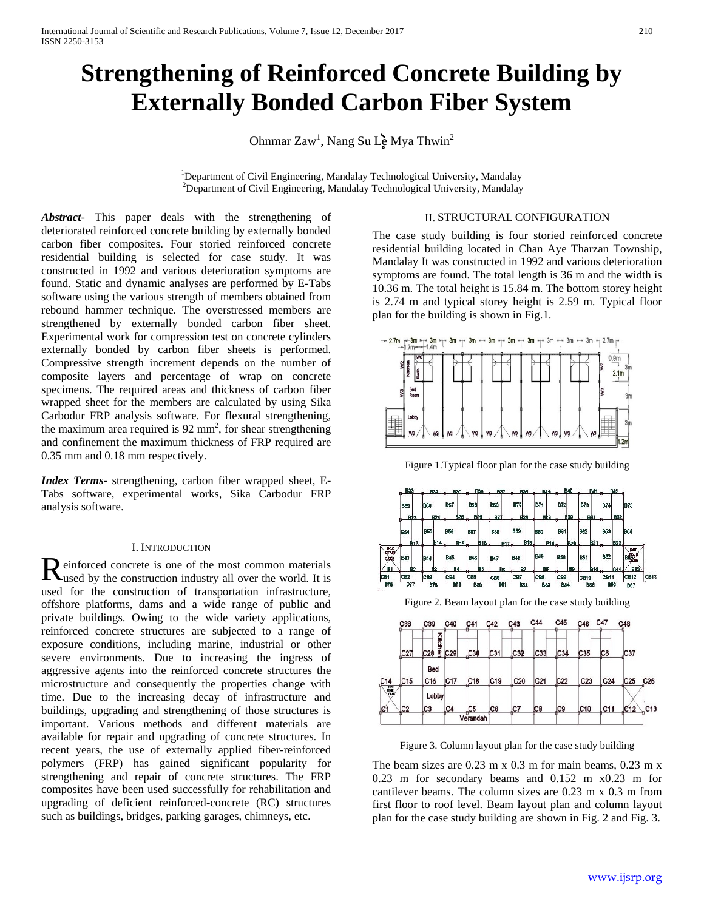# Strengthening of Reinforced Concrete Building by Externally Bonded Carbon Fiber System

Ohnmar Zaw[1], Nang Su Lẹ̀ Mya Thwin[2]

[1]Department of Civil Engineering, Mandalay Technological University, Mandalay
[2]Department of Civil Engineering, Mandalay Technological University, Mandalay

***Abstract*-** This paper deals with the strengthening of deteriorated reinforced concrete building by externally bonded carbon fiber composites. Four storied reinforced concrete residential building is selected for case study. It was constructed in 1992 and various deterioration symptoms are found. Static and dynamic analyses are performed by E-Tabs software using the various strength of members obtained from rebound hammer technique. The overstressed members are strengthened by externally bonded carbon fiber sheet. Experimental work for compression test on concrete cylinders externally bonded by carbon fiber sheets is performed. Compressive strength increment depends on the number of composite layers and percentage of wrap on concrete specimens. The required areas and thickness of carbon fiber wrapped sheet for the members are calculated by using Sika Carbodur FRP analysis software. For flexural strengthening, the maximum area required is 92 mm$^2$, for shear strengthening and confinement the maximum thickness of FRP required are 0.35 mm and 0.18 mm respectively.

***Index Terms*-** strengthening, carbon fiber wrapped sheet, E-Tabs software, experimental works, Sika Carbodur FRP analysis software.

## I. Introduction

Reinforced concrete is one of the most common materials used by the construction industry all over the world. It is used for the construction of transportation infrastructure, offshore platforms, dams and a wide range of public and private buildings. Owing to the wide variety applications, reinforced concrete structures are subjected to a range of exposure conditions, including marine, industrial or other severe environments. Due to increasing the ingress of aggressive agents into the reinforced concrete structures the microstructure and consequently the properties change with time. Due to the increasing decay of infrastructure and buildings, upgrading and strengthening of those structures is important. Various methods and different materials are available for repair and upgrading of concrete structures. In recent years, the use of externally applied fiber-reinforced polymers (FRP) has gained significant popularity for strengthening and repair of concrete structures. The FRP composites have been used successfully for rehabilitation and upgrading of deficient reinforced-concrete (RC) structures such as buildings, bridges, parking garages, chimneys, etc.

## II. Structural Configuration

The case study building is four storied reinforced concrete residential building located in Chan Aye Tharzan Township, Mandalay It was constructed in 1992 and various deterioration symptoms are found. The total length is 36 m and the width is 10.36 m. The total height is 15.84 m. The bottom storey height is 2.74 m and typical storey height is 2.59 m. Typical floor plan for the building is shown in Fig.1.

Figure 1.Typical floor plan for the case study building

Figure 2. Beam layout plan for the case study building

Figure 3. Column layout plan for the case study building

The beam sizes are 0.23 m x 0.3 m for main beams, 0.23 m x 0.23 m for secondary beams and 0.152 m x0.23 m for cantilever beams. The column sizes are 0.23 m x 0.3 m from first floor to roof level. Beam layout plan and column layout plan for the case study building are shown in Fig. 2 and Fig. 3.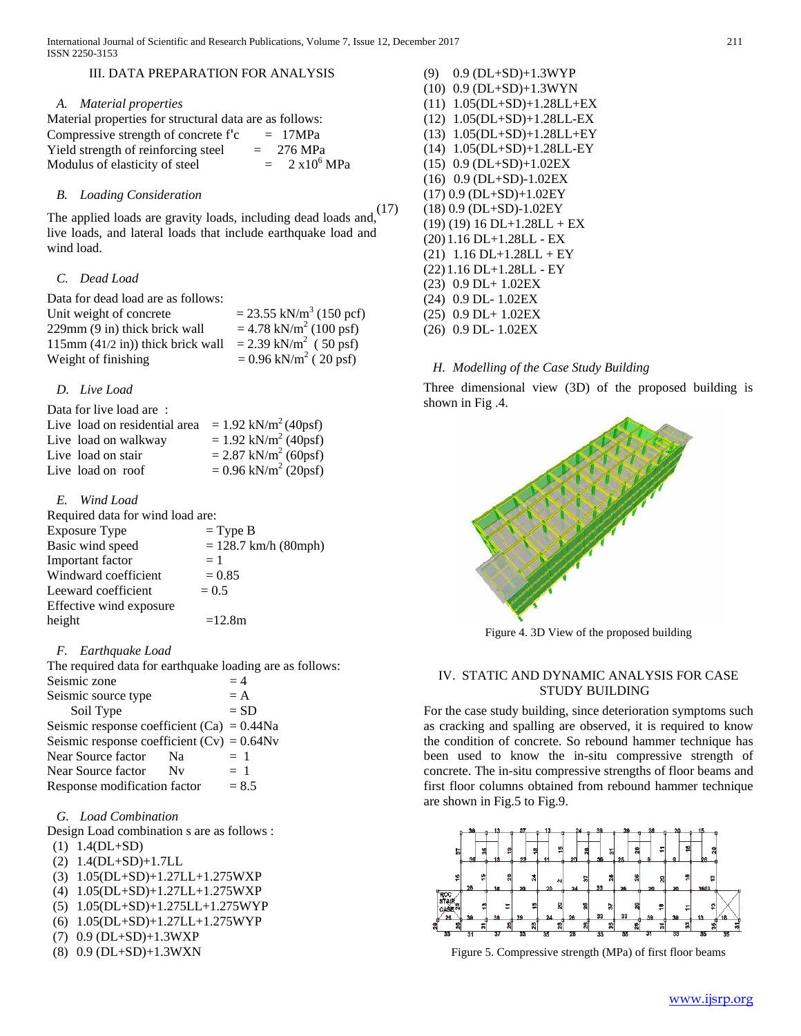## III. DATA PREPARATION FOR ANALYSIS

### A. Material properties

Material properties for structural data are as follows:

Compressive strength of concrete f'c = 17MPa
Yield strength of reinforcing steel = 276 MPa
Modulus of elasticity of steel = 2 x$10^6$ MPa

### B. Loading Consideration

The applied loads are gravity loads, including dead loads and,[17] live loads, and lateral loads that include earthquake load and wind load.

### C. Dead Load

Data for dead load are as follows:

Unit weight of concrete = 23.55 kN/$m^3$ (150 pcf)
229mm (9 in) thick brick wall = 4.78 kN/$m^2$ (100 psf)
115mm (41/2 in)) thick brick wall = 2.39 kN/$m^2$ ( 50 psf)
Weight of finishing = 0.96 kN/$m^2$ ( 20 psf)

### D. Live Load

Data for live load are :

Live load on residential area = 1.92 kN/$m^2$ (40psf)
Live load on walkway = 1.92 kN/$m^2$ (40psf)
Live load on stair = 2.87 kN/$m^2$ (60psf)
Live load on roof = 0.96 kN/$m^2$ (20psf)

### E. Wind Load

Required data for wind load are:

Exposure Type = Type B
Basic wind speed = 128.7 km/h (80mph)
Important factor = 1
Windward coefficient = 0.85
Leeward coefficient = 0.5
Effective wind exposure height =12.8m

### F. Earthquake Load

The required data for earthquake loading are as follows:

Seismic zone = 4
Seismic source type = A
Soil Type = SD
Seismic response coefficient (Ca) = 0.44Na
Seismic response coefficient (Cv) = 0.64Nv
Near Source factor Na = 1
Near Source factor Nv = 1
Response modification factor = 8.5

### G. Load Combination

Design Load combination s are as follows :

(1) 1.4(DL+SD)
(2) 1.4(DL+SD)+1.7LL
(3) 1.05(DL+SD)+1.27LL+1.275WXP
(4) 1.05(DL+SD)+1.27LL+1.275WXP
(5) 1.05(DL+SD)+1.275LL+1.275WYP
(6) 1.05(DL+SD)+1.27LL+1.275WYP
(7) 0.9 (DL+SD)+1.3WXP
(8) 0.9 (DL+SD)+1.3WXN
(9) 0.9 (DL+SD)+1.3WYP
(10) 0.9 (DL+SD)+1.3WYN
(11) 1.05(DL+SD)+1.28LL+EX
(12) 1.05(DL+SD)+1.28LL-EX
(13) 1.05(DL+SD)+1.28LL+EY
(14) 1.05(DL+SD)+1.28LL-EY
(15) 0.9 (DL+SD)+1.02EX
(16) 0.9 (DL+SD)-1.02EX
(17) 0.9 (DL+SD)+1.02EY
(18) 0.9 (DL+SD)-1.02EY
(19) (19) 16 DL+1.28LL + EX
(20) 1.16 DL+1.28LL - EX
(21) 1.16 DL+1.28LL + EY
(22) 1.16 DL+1.28LL - EY
(23) 0.9 DL+ 1.02EX
(24) 0.9 DL- 1.02EX
(25) 0.9 DL+ 1.02EX
(26) 0.9 DL- 1.02EX

### H. Modelling of the Case Study Building

Three dimensional view (3D) of the proposed building is shown in Fig .4.

Figure 4. 3D View of the proposed building

## IV. STATIC AND DYNAMIC ANALYSIS FOR CASE STUDY BUILDING

For the case study building, since deterioration symptoms such as cracking and spalling are observed, it is required to know the condition of concrete. So rebound hammer technique has been used to know the in-situ compressive strength of concrete. The in-situ compressive strengths of floor beams and first floor columns obtained from rebound hammer technique are shown in Fig.5 to Fig.9.

Figure 5. Compressive strength (MPa) of first floor beams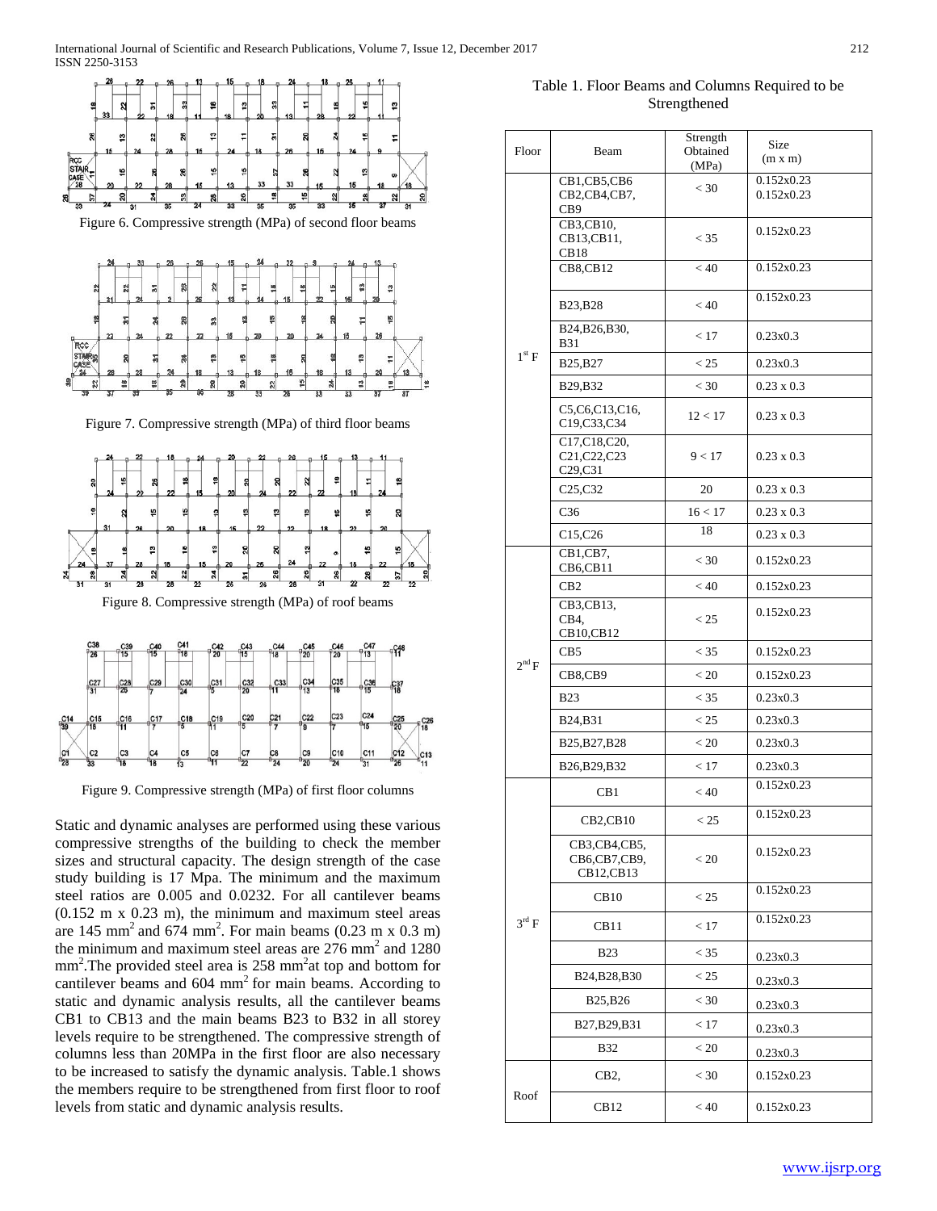Figure 6. Compressive strength (MPa) of second floor beams

Figure 7. Compressive strength (MPa) of third floor beams

Figure 8. Compressive strength (MPa) of roof beams

Figure 9. Compressive strength (MPa) of first floor columns

Static and dynamic analyses are performed using these various compressive strengths of the building to check the member sizes and structural capacity. The design strength of the case study building is 17 Mpa. The minimum and the maximum steel ratios are 0.005 and 0.0232. For all cantilever beams (0.152 m x 0.23 m), the minimum and maximum steel areas are 145 mm$^2$ and 674 mm$^2$. For main beams (0.23 m x 0.3 m) the minimum and maximum steel areas are 276 mm$^2$ and 1280 mm$^2$.The provided steel area is 258 mm$^2$at top and bottom for cantilever beams and 604 mm$^2$ for main beams. According to static and dynamic analysis results, all the cantilever beams CB1 to CB13 and the main beams B23 to B32 in all storey levels require to be strengthened. The compressive strength of columns less than 20MPa in the first floor are also necessary to be increased to satisfy the dynamic analysis. Table.1 shows the members require to be strengthened from first floor to roof levels from static and dynamic analysis results.

Table 1. Floor Beams and Columns Required to be Strengthened

| Floor | Beam | Strength Obtained (MPa) | Size (m x m) |
|---|---|---|---|
| 1$^{st}$ F | CB1,CB5,CB6 CB2,CB4,CB7, CB9 | < 30 | 0.152x0.23 0.152x0.23 |
| | CB3,CB10, CB13,CB11, CB18 | < 35 | 0.152x0.23 |
| | CB8,CB12 | < 40 | 0.152x0.23 |
| | B23,B28 | < 40 | 0.152x0.23 |
| | B24,B26,B30, B31 | < 17 | 0.23x0.3 |
| | B25,B27 | < 25 | 0.23x0.3 |
| | B29,B32 | < 30 | 0.23 x 0.3 |
| | C5,C6,C13,C16, C19,C33,C34 | 12 < 17 | 0.23 x 0.3 |
| | C17,C18,C20, C21,C22,C23 C29,C31 | 9 < 17 | 0.23 x 0.3 |
| | C25,C32 | 20 | 0.23 x 0.3 |
| | C36 | 16 < 17 | 0.23 x 0.3 |
| | C15,C26 | 18 | 0.23 x 0.3 |
| 2$^{nd}$ F | CB1,CB7, CB6,CB11 | < 30 | 0.152x0.23 |
| | CB2 | < 40 | 0.152x0.23 |
| | CB3,CB13, CB4, CB10,CB12 | < 25 | 0.152x0.23 |
| | CB5 | < 35 | 0.152x0.23 |
| | CB8,CB9 | < 20 | 0.152x0.23 |
| | B23 | < 35 | 0.23x0.3 |
| | B24,B31 | < 25 | 0.23x0.3 |
| | B25,B27,B28 | < 20 | 0.23x0.3 |
| | B26,B29,B32 | < 17 | 0.23x0.3 |
| 3$^{rd}$ F | CB1 | < 40 | 0.152x0.23 |
| | CB2,CB10 | < 25 | 0.152x0.23 |
| | CB3,CB4,CB5, CB6,CB7,CB9, CB12,CB13 | < 20 | 0.152x0.23 |
| | CB10 | < 25 | 0.152x0.23 |
| | CB11 | < 17 | 0.152x0.23 |
| | B23 | < 35 | 0.23x0.3 |
| | B24,B28,B30 | < 25 | 0.23x0.3 |
| | B25,B26 | < 30 | 0.23x0.3 |
| | B27,B29,B31 | < 17 | 0.23x0.3 |
| | B32 | < 20 | 0.23x0.3 |
| Roof | CB2, | < 30 | 0.152x0.23 |
| | CB12 | < 40 | 0.152x0.23 |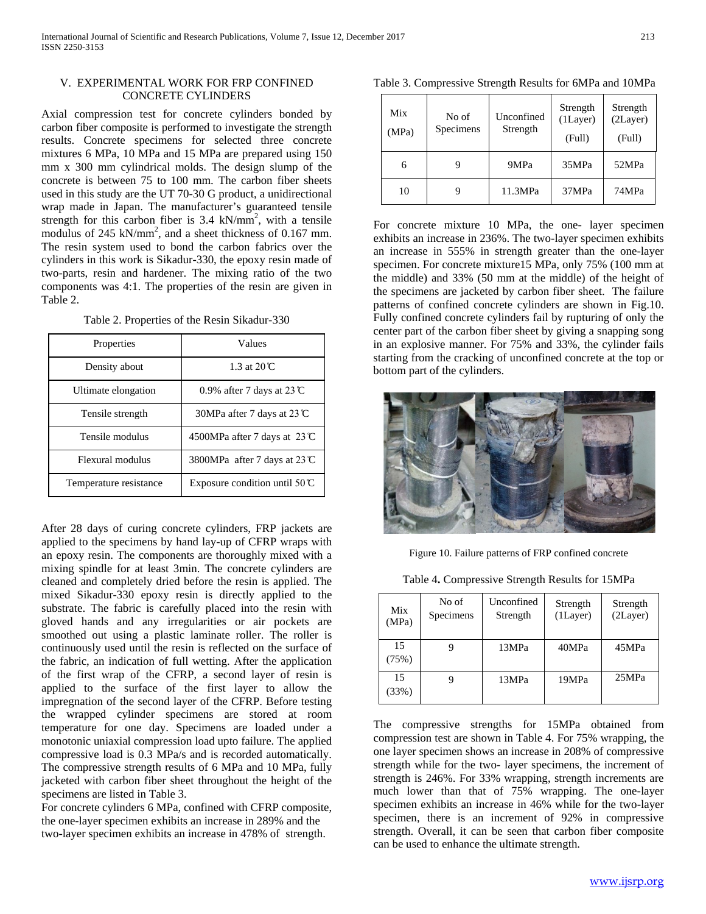## V. EXPERIMENTAL WORK FOR FRP CONFINED CONCRETE CYLINDERS

Axial compression test for concrete cylinders bonded by carbon fiber composite is performed to investigate the strength results. Concrete specimens for selected three concrete mixtures 6 MPa, 10 MPa and 15 MPa are prepared using 150 mm x 300 mm cylindrical molds. The design slump of the concrete is between 75 to 100 mm. The carbon fiber sheets used in this study are the UT 70-30 G product, a unidirectional wrap made in Japan. The manufacturer's guaranteed tensile strength for this carbon fiber is 3.4 $kN/mm^2$, with a tensile modulus of 245 $kN/mm^2$, and a sheet thickness of 0.167 mm. The resin system used to bond the carbon fabrics over the cylinders in this work is Sikadur-330, the epoxy resin made of two-parts, resin and hardener. The mixing ratio of the two components was 4:1. The properties of the resin are given in Table 2.

Table 2. Properties of the Resin Sikadur-330

| Properties | Values |
| --- | --- |
| Density about | 1.3 at 20℃ |
| Ultimate elongation | 0.9% after 7 days at 23℃ |
| Tensile strength | 30MPa after 7 days at 23℃ |
| Tensile modulus | 4500MPa after 7 days at 23℃ |
| Flexural modulus | 3800MPa after 7 days at 23℃ |
| Temperature resistance | Exposure condition until 50℃ |

After 28 days of curing concrete cylinders, FRP jackets are applied to the specimens by hand lay-up of CFRP wraps with an epoxy resin. The components are thoroughly mixed with a mixing spindle for at least 3min. The concrete cylinders are cleaned and completely dried before the resin is applied. The mixed Sikadur-330 epoxy resin is directly applied to the substrate. The fabric is carefully placed into the resin with gloved hands and any irregularities or air pockets are smoothed out using a plastic laminate roller. The roller is continuously used until the resin is reflected on the surface of the fabric, an indication of full wetting. After the application of the first wrap of the CFRP, a second layer of resin is applied to the surface of the first layer to allow the impregnation of the second layer of the CFRP. Before testing the wrapped cylinder specimens are stored at room temperature for one day. Specimens are loaded under a monotonic uniaxial compression load upto failure. The applied compressive load is 0.3 MPa/s and is recorded automatically. The compressive strength results of 6 MPa and 10 MPa, fully jacketed with carbon fiber sheet throughout the height of the specimens are listed in Table 3.

For concrete cylinders 6 MPa, confined with CFRP composite, the one-layer specimen exhibits an increase in 289% and the two-layer specimen exhibits an increase in 478% of strength.

Table 3. Compressive Strength Results for 6MPa and 10MPa

| Mix (MPa) | No of Specimens | Unconfined Strength | Strength (1Layer) (Full) | Strength (2Layer) (Full) |
| --- | --- | --- | --- | --- |
| 6 | 9 | 9MPa | 35MPa | 52MPa |
| 10 | 9 | 11.3MPa | 37MPa | 74MPa |

For concrete mixture 10 MPa, the one- layer specimen exhibits an increase in 236%. The two-layer specimen exhibits an increase in 555% in strength greater than the one-layer specimen. For concrete mixture15 MPa, only 75% (100 mm at the middle) and 33% (50 mm at the middle) of the height of the specimens are jacketed by carbon fiber sheet. The failure patterns of confined concrete cylinders are shown in Fig.10. Fully confined concrete cylinders fail by rupturing of only the center part of the carbon fiber sheet by giving a snapping song in an explosive manner. For 75% and 33%, the cylinder fails starting from the cracking of unconfined concrete at the top or bottom part of the cylinders.

Figure 10. Failure patterns of FRP confined concrete

Table 4. Compressive Strength Results for 15MPa

| Mix (MPa) | No of Specimens | Unconfined Strength | Strength (1Layer) | Strength (2Layer) |
| --- | --- | --- | --- | --- |
| 15 (75%) | 9 | 13MPa | 40MPa | 45MPa |
| 15 (33%) | 9 | 13MPa | 19MPa | 25MPa |

The compressive strengths for 15MPa obtained from compression test are shown in Table 4. For 75% wrapping, the one layer specimen shows an increase in 208% of compressive strength while for the two- layer specimens, the increment of strength is 246%. For 33% wrapping, strength increments are much lower than that of 75% wrapping. The one-layer specimen exhibits an increase in 46% while for the two-layer specimen, there is an increment of 92% in compressive strength. Overall, it can be seen that carbon fiber composite can be used to enhance the ultimate strength.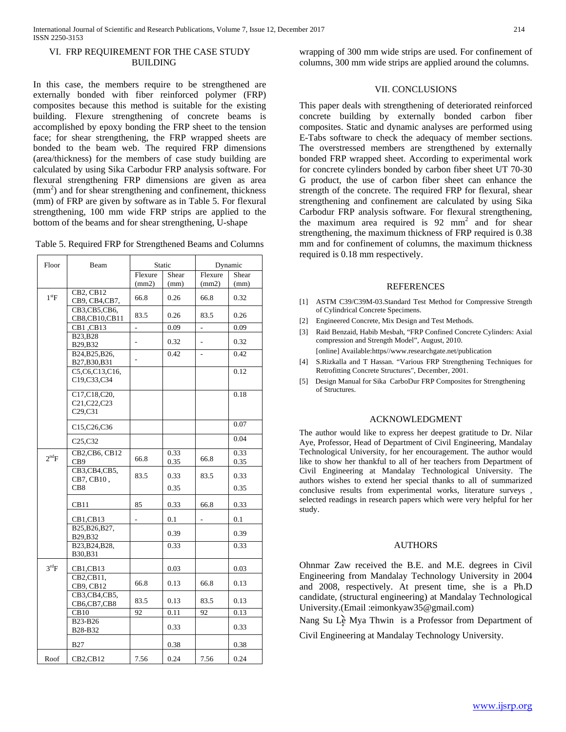## VI. FRP REQUIREMENT FOR THE CASE STUDY BUILDING

In this case, the members require to be strengthened are externally bonded with fiber reinforced polymer (FRP) composites because this method is suitable for the existing building. Flexure strengthening of concrete beams is accomplished by epoxy bonding the FRP sheet to the tension face; for shear strengthening, the FRP wrapped sheets are bonded to the beam web. The required FRP dimensions (area/thickness) for the members of case study building are calculated by using Sika Carbodur FRP analysis software. For flexural strengthening FRP dimensions are given as area ($mm^2$) and for shear strengthening and confinement, thickness (mm) of FRP are given by software as in Table 5. For flexural strengthening, 100 mm wide FRP strips are applied to the bottom of the beams and for shear strengthening, U-shape wrapping of 300 mm wide strips are used. For confinement of columns, 300 mm wide strips are applied around the columns.

Table 5. Required FRP for Strengthened Beams and Columns

| Floor | Beam | Static | | Dynamic | |
|---|---|---|---|---|---|
| | | Flexure (mm2) | Shear (mm) | Flexure (mm2) | Shear (mm) |
| 1stF | CB2, CB12 CB9, CB4,CB7, | 66.8 | 0.26 | 66.8 | 0.32 |
| | CB3,CB5,CB6, CB8,CB10,CB11 | 83.5 | 0.26 | 83.5 | 0.26 |
| | CB1 ,CB13 | - | 0.09 | - | 0.09 |
| | B23,B28 B29,B32 | - | 0.32 | - | 0.32 |
| | B24,B25,B26, B27,B30,B31 | - | 0.42 | - | 0.42 |
| | C5,C6,C13,C16, C19,C33,C34 | | | | 0.12 |
| | C17,C18,C20, C21,C22,C23 C29,C31 | | | | 0.18 |
| | C15,C26,C36 | | | | 0.07 |
| | C25,C32 | | | | 0.04 |
| 2ndF | CB2,CB6, CB12 CB9 | 66.8 | 0.33 0.35 | 66.8 | 0.33 0.35 |
| | CB3,CB4,CB5, CB7, CB10 , CB8 | 83.5 | 0.33 0.35 | 83.5 | 0.33 0.35 |
| | CB11 | 85 | 0.33 | 66.8 | 0.33 |
| | CB1,CB13 | - | 0.1 | - | 0.1 |
| | B25,B26,B27, B29,B32 | | 0.39 | | 0.39 |
| | B23,B24,B28, B30,B31 | | 0.33 | | 0.33 |
| 3rdF | CB1,CB13 | | 0.03 | | 0.03 |
| | CB2,CB11, CB9, CB12 | 66.8 | 0.13 | 66.8 | 0.13 |
| | CB3,CB4,CB5, CB6,CB7,CB8 | 83.5 | 0.13 | 83.5 | 0.13 |
| | CB10 | 92 | 0.11 | 92 | 0.13 |
| | B23-B26 B28-B32 | | 0.33 | | 0.33 |
| | B27 | | 0.38 | | 0.38 |
| Roof | CB2,CB12 | 7.56 | 0.24 | 7.56 | 0.24 |

## VII. CONCLUSIONS

This paper deals with strengthening of deteriorated reinforced concrete building by externally bonded carbon fiber composites. Static and dynamic analyses are performed using E-Tabs software to check the adequacy of member sections. The overstressed members are strengthened by externally bonded FRP wrapped sheet. According to experimental work for concrete cylinders bonded by carbon fiber sheet UT 70-30 G product, the use of carbon fiber sheet can enhance the strength of the concrete. The required FRP for flexural, shear strengthening and confinement are calculated by using Sika Carbodur FRP analysis software. For flexural strengthening, the maximum area required is 92 $mm^2$ and for shear strengthening, the maximum thickness of FRP required is 0.38 mm and for confinement of columns, the maximum thickness required is 0.18 mm respectively.

## REFERENCES

[1] ASTM C39/C39M-03.Standard Test Method for Compressive Strength of Cylindrical Concrete Specimens.

[2] Engineered Concrete, Mix Design and Test Methods.

[3] Raid Benzaid, Habib Mesbah, "FRP Confined Concrete Cylinders: Axial compression and Strength Model", August, 2010. [online] Available:https//www.researchgate.net/publication

[4] S.Rizkalla and T Hassan. "Various FRP Strengthening Techniques for Retrofitting Concrete Structures", December, 2001.

[5] Design Manual for Sika CarboDur FRP Composites for Strengthening of Structures.

## ACKNOWLEDGMENT

The author would like to express her deepest gratitude to Dr. Nilar Aye, Professor, Head of Department of Civil Engineering, Mandalay Technological University, for her encouragement. The author would like to show her thankful to all of her teachers from Department of Civil Engineering at Mandalay Technological University. The authors wishes to extend her special thanks to all of summarized conclusive results from experimental works, literature surveys , selected readings in research papers which were very helpful for her study.

## AUTHORS

Ohnmar Zaw received the B.E. and M.E. degrees in Civil Engineering from Mandalay Technology University in 2004 and 2008, respectively. At present time, she is a Ph.D candidate, (structural engineering) at Mandalay Technological University.(Email :eimonkyaw35@gmail.com)

Nang Su Lḕ Mya Thwin is a Professor from Department of Civil Engineering at Mandalay Technology University.